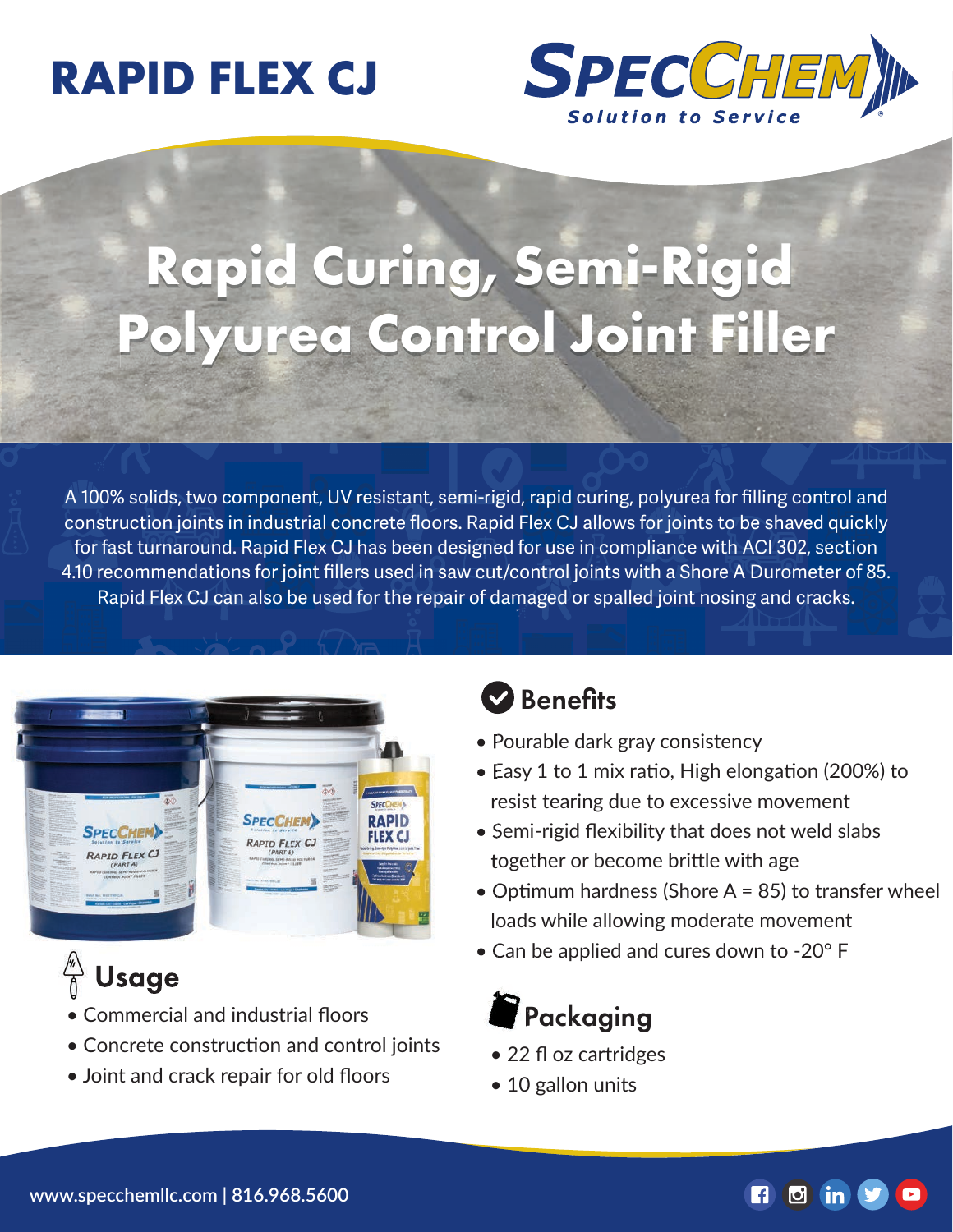# RAPID FLEX CJ

SPECCHEM
Solution to Service

## Rapid Curing, Semi-Rigid Polyurea Control Joint Filler

A 100% solids, two component, UV resistant, semi-rigid, rapid curing, polyurea for filling control and construction joints in industrial concrete floors. Rapid Flex CJ allows for joints to be shaved quickly for fast turnaround. Rapid Flex CJ has been designed for use in compliance with ACI 302, section 4.10 recommendations for joint fillers used in saw cut/control joints with a Shore A Durometer of 85. Rapid Flex CJ can also be used for the repair of damaged or spalled joint nosing and cracks.

### Benefits

- Pourable dark gray consistency
- Easy 1 to 1 mix ratio, High elongation (200%) to resist tearing due to excessive movement
- Semi-rigid flexibility that does not weld slabs together or become brittle with age
- Optimum hardness (Shore A = 85) to transfer wheel loads while allowing moderate movement
- Can be applied and cures down to -20° F

### Usage

- Commercial and industrial floors
- Concrete construction and control joints
- Joint and crack repair for old floors

### Packaging

- 22 fl oz cartridges
- 10 gallon units

www.specchemllc.com | 816.968.5600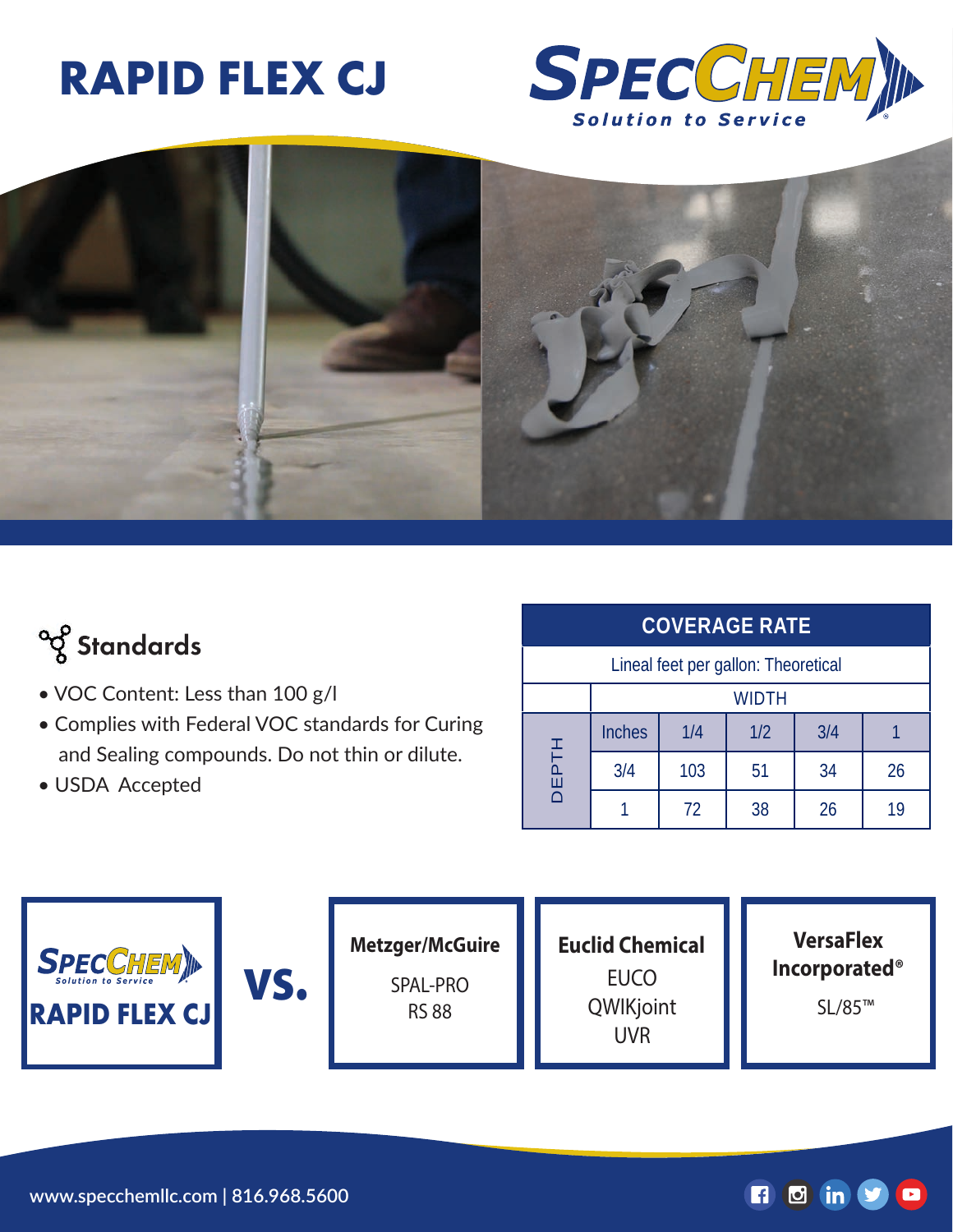# RAPID FLEX CJ

## Standards

- VOC Content: Less than 100 g/l
- Complies with Federal VOC standards for Curing and Sealing compounds. Do not thin or dilute.
- USDA Accepted

**COVERAGE RATE**

Lineal feet per gallon: Theoretical

| | | WIDTH | | | |
|---|---|---|---|---|---|
| | Inches | 1/4 | 1/2 | 3/4 | 1 |
| DEPTH | 3/4 | 103 | 51 | 34 | 26 |
| | 1 | 72 | 38 | 26 | 19 |

**SPECCHEM RAPID FLEX CJ** VS.

**Metzger/McGuire**
SPAL-PRO
RS 88

**Euclid Chemical**
EUCO
QWIKjoint
UVR

**VersaFlex Incorporated®**
SL/85™

www.specchemllc.com | 816.968.5600